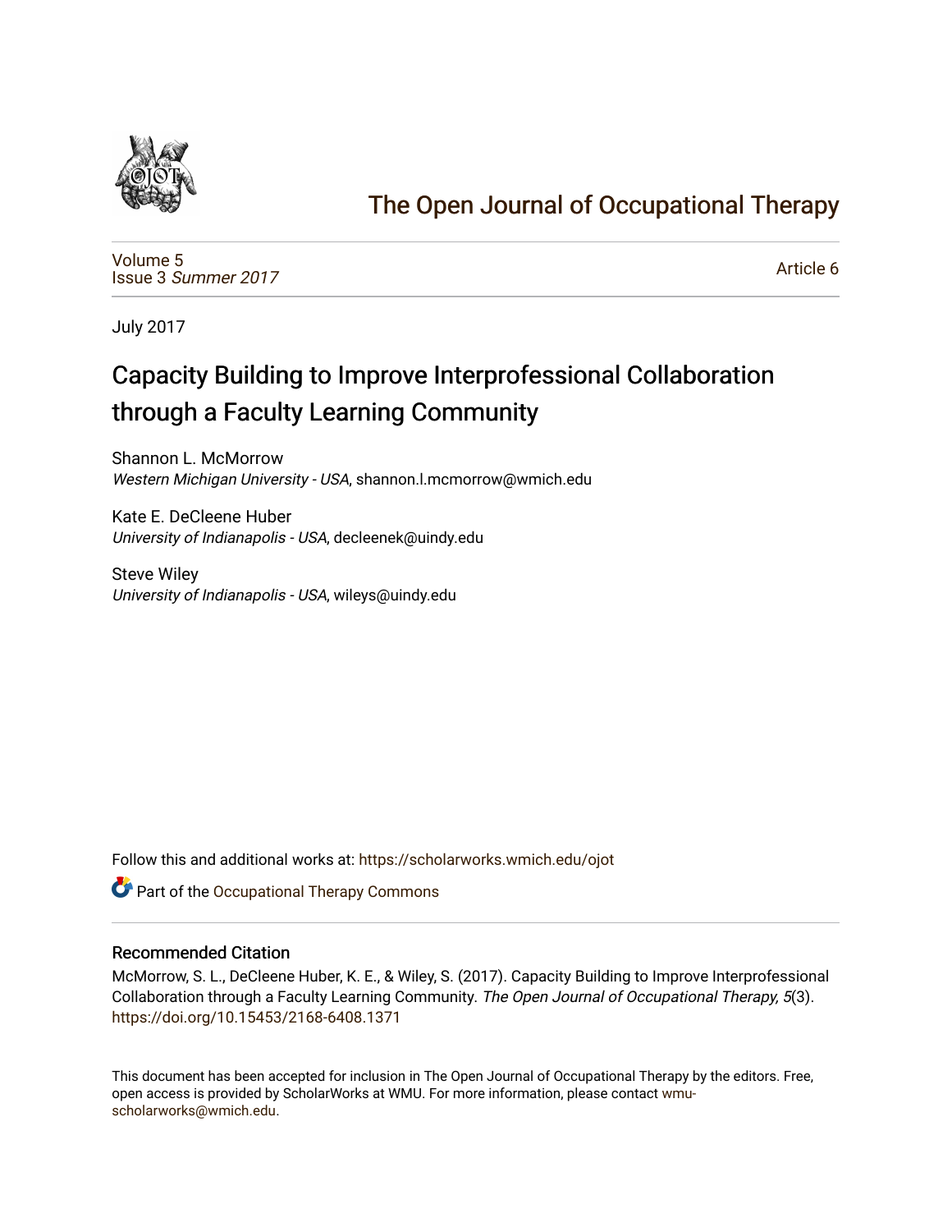# The Open Journal of Occupational Therapy

Volume 5
Issue 3 *Summer 2017*

Article 6

July 2017

# Capacity Building to Improve Interprofessional Collaboration through a Faculty Learning Community

Shannon L. McMorrow
*Western Michigan University - USA*, shannon.l.mcmorrow@wmich.edu

Kate E. DeCleene Huber
*University of Indianapolis - USA*, decleenek@uindy.edu

Steve Wiley
*University of Indianapolis - USA*, wileys@uindy.edu

Follow this and additional works at: https://scholarworks.wmich.edu/ojot

Part of the Occupational Therapy Commons

## Recommended Citation

McMorrow, S. L., DeCleene Huber, K. E., & Wiley, S. (2017). Capacity Building to Improve Interprofessional Collaboration through a Faculty Learning Community. *The Open Journal of Occupational Therapy, 5*(3). https://doi.org/10.15453/2168-6408.1371

This document has been accepted for inclusion in The Open Journal of Occupational Therapy by the editors. Free, open access is provided by ScholarWorks at WMU. For more information, please contact wmu-scholarworks@wmich.edu.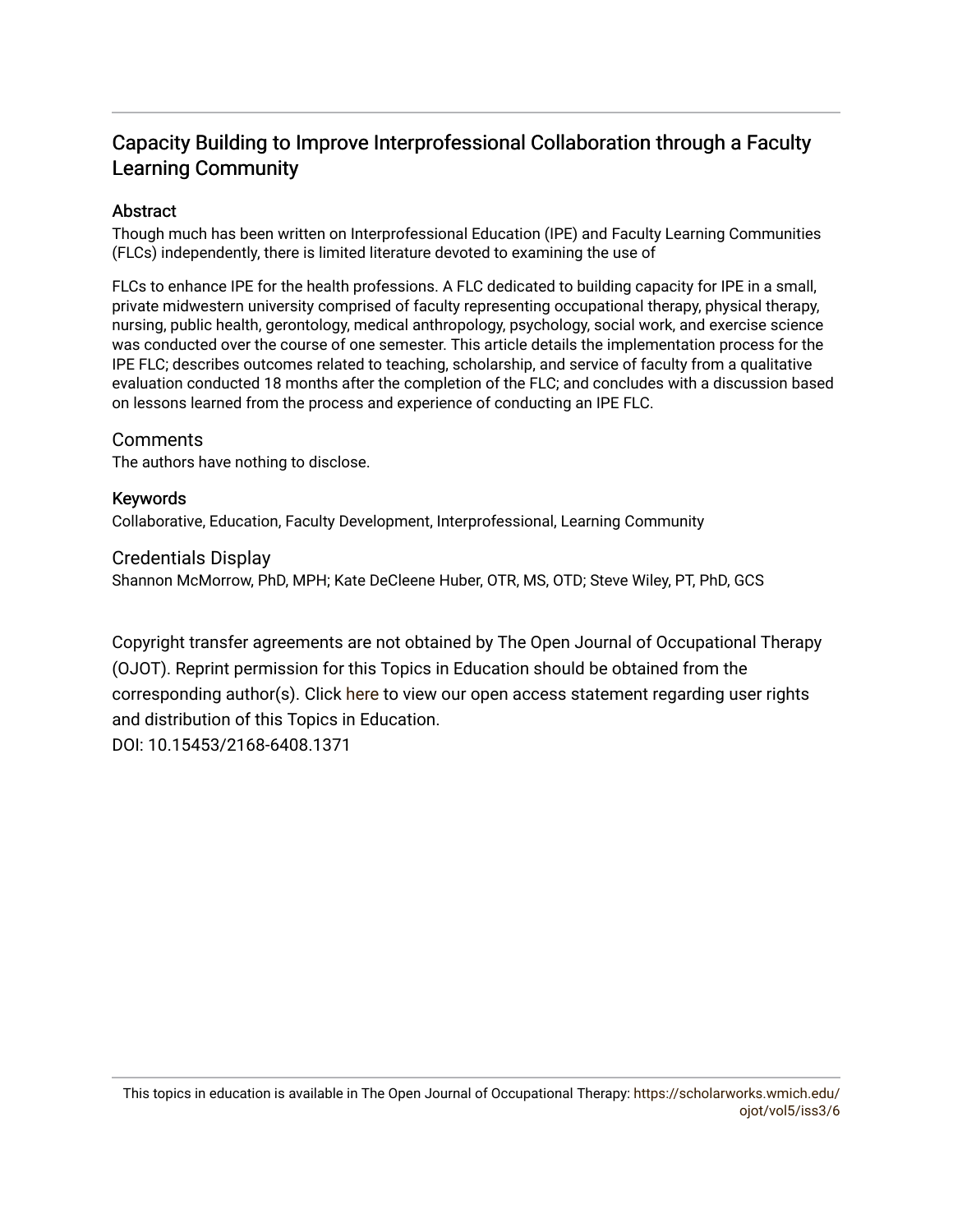# Capacity Building to Improve Interprofessional Collaboration through a Faculty Learning Community

## Abstract

Though much has been written on Interprofessional Education (IPE) and Faculty Learning Communities (FLCs) independently, there is limited literature devoted to examining the use of

FLCs to enhance IPE for the health professions. A FLC dedicated to building capacity for IPE in a small, private midwestern university comprised of faculty representing occupational therapy, physical therapy, nursing, public health, gerontology, medical anthropology, psychology, social work, and exercise science was conducted over the course of one semester. This article details the implementation process for the IPE FLC; describes outcomes related to teaching, scholarship, and service of faculty from a qualitative evaluation conducted 18 months after the completion of the FLC; and concludes with a discussion based on lessons learned from the process and experience of conducting an IPE FLC.

## Comments

The authors have nothing to disclose.

## Keywords

Collaborative, Education, Faculty Development, Interprofessional, Learning Community

## Credentials Display

Shannon McMorrow, PhD, MPH; Kate DeCleene Huber, OTR, MS, OTD; Steve Wiley, PT, PhD, GCS

Copyright transfer agreements are not obtained by The Open Journal of Occupational Therapy (OJOT). Reprint permission for this Topics in Education should be obtained from the corresponding author(s). Click here to view our open access statement regarding user rights and distribution of this Topics in Education.

DOI: 10.15453/2168-6408.1371

This topics in education is available in The Open Journal of Occupational Therapy: https://scholarworks.wmich.edu/ojot/vol5/iss3/6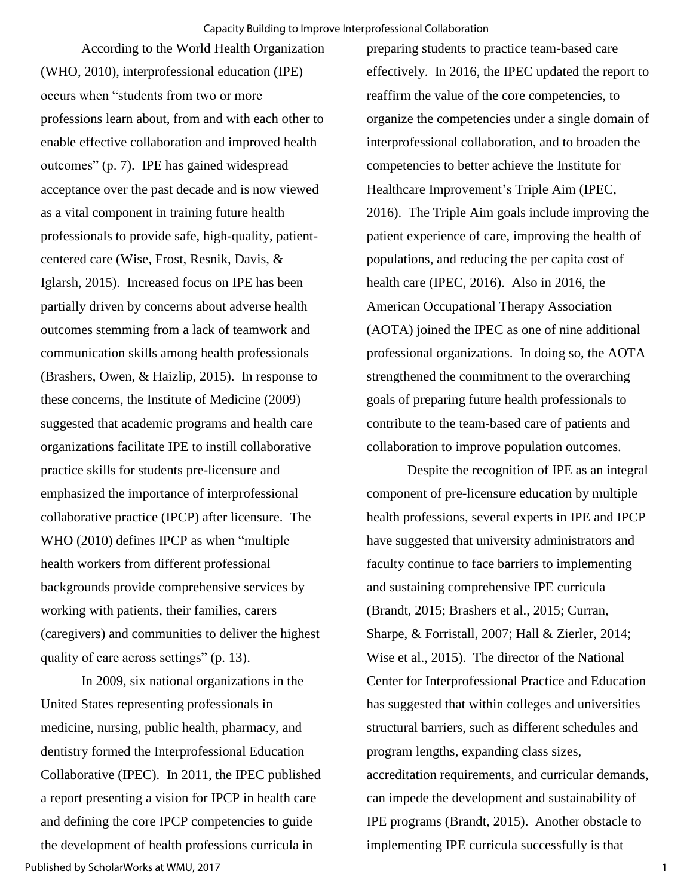According to the World Health Organization (WHO, 2010), interprofessional education (IPE) occurs when "students from two or more professions learn about, from and with each other to enable effective collaboration and improved health outcomes" (p. 7). IPE has gained widespread acceptance over the past decade and is now viewed as a vital component in training future health professionals to provide safe, high-quality, patient-centered care (Wise, Frost, Resnik, Davis, & Iglarsh, 2015). Increased focus on IPE has been partially driven by concerns about adverse health outcomes stemming from a lack of teamwork and communication skills among health professionals (Brashers, Owen, & Haizlip, 2015). In response to these concerns, the Institute of Medicine (2009) suggested that academic programs and health care organizations facilitate IPE to instill collaborative practice skills for students pre-licensure and emphasized the importance of interprofessional collaborative practice (IPCP) after licensure. The WHO (2010) defines IPCP as when "multiple health workers from different professional backgrounds provide comprehensive services by working with patients, their families, carers (caregivers) and communities to deliver the highest quality of care across settings" (p. 13).

In 2009, six national organizations in the United States representing professionals in medicine, nursing, public health, pharmacy, and dentistry formed the Interprofessional Education Collaborative (IPEC). In 2011, the IPEC published a report presenting a vision for IPCP in health care and defining the core IPCP competencies to guide the development of health professions curricula in preparing students to practice team-based care effectively. In 2016, the IPEC updated the report to reaffirm the value of the core competencies, to organize the competencies under a single domain of interprofessional collaboration, and to broaden the competencies to better achieve the Institute for Healthcare Improvement's Triple Aim (IPEC, 2016). The Triple Aim goals include improving the patient experience of care, improving the health of populations, and reducing the per capita cost of health care (IPEC, 2016). Also in 2016, the American Occupational Therapy Association (AOTA) joined the IPEC as one of nine additional professional organizations. In doing so, the AOTA strengthened the commitment to the overarching goals of preparing future health professionals to contribute to the team-based care of patients and collaboration to improve population outcomes.

Despite the recognition of IPE as an integral component of pre-licensure education by multiple health professions, several experts in IPE and IPCP have suggested that university administrators and faculty continue to face barriers to implementing and sustaining comprehensive IPE curricula (Brandt, 2015; Brashers et al., 2015; Curran, Sharpe, & Forristall, 2007; Hall & Zierler, 2014; Wise et al., 2015). The director of the National Center for Interprofessional Practice and Education has suggested that within colleges and universities structural barriers, such as different schedules and program lengths, expanding class sizes, accreditation requirements, and curricular demands, can impede the development and sustainability of IPE programs (Brandt, 2015). Another obstacle to implementing IPE curricula successfully is that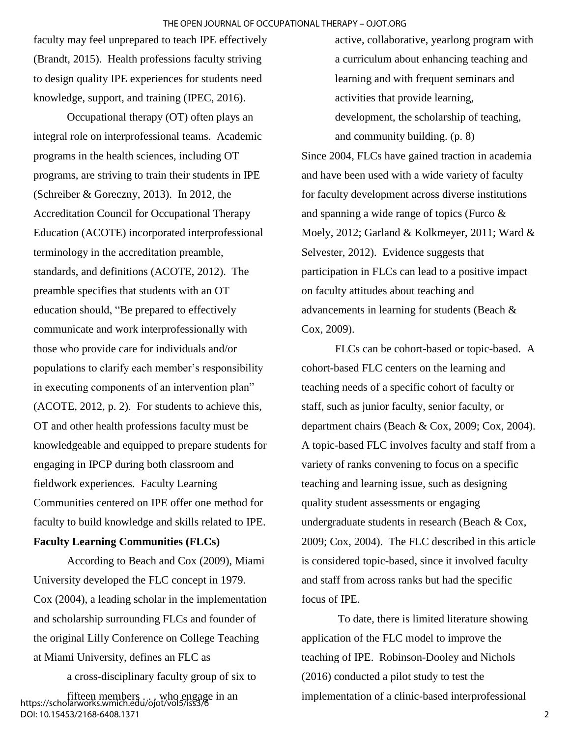faculty may feel unprepared to teach IPE effectively (Brandt, 2015). Health professions faculty striving to design quality IPE experiences for students need knowledge, support, and training (IPEC, 2016).

Occupational therapy (OT) often plays an integral role on interprofessional teams. Academic programs in the health sciences, including OT programs, are striving to train their students in IPE (Schreiber & Goreczny, 2013). In 2012, the Accreditation Council for Occupational Therapy Education (ACOTE) incorporated interprofessional terminology in the accreditation preamble, standards, and definitions (ACOTE, 2012). The preamble specifies that students with an OT education should, "Be prepared to effectively communicate and work interprofessionally with those who provide care for individuals and/or populations to clarify each member's responsibility in executing components of an intervention plan" (ACOTE, 2012, p. 2). For students to achieve this, OT and other health professions faculty must be knowledgeable and equipped to prepare students for engaging in IPCP during both classroom and fieldwork experiences. Faculty Learning Communities centered on IPE offer one method for faculty to build knowledge and skills related to IPE.

**Faculty Learning Communities (FLCs)**

According to Beach and Cox (2009), Miami University developed the FLC concept in 1979. Cox (2004), a leading scholar in the implementation and scholarship surrounding FLCs and founder of the original Lilly Conference on College Teaching at Miami University, defines an FLC as

> a cross-disciplinary faculty group of six to fifteen members . . . who engage in an active, collaborative, yearlong program with a curriculum about enhancing teaching and learning and with frequent seminars and activities that provide learning, development, the scholarship of teaching, and community building. (p. 8)

Since 2004, FLCs have gained traction in academia and have been used with a wide variety of faculty for faculty development across diverse institutions and spanning a wide range of topics (Furco & Moely, 2012; Garland & Kolkmeyer, 2011; Ward & Selvester, 2012). Evidence suggests that participation in FLCs can lead to a positive impact on faculty attitudes about teaching and advancements in learning for students (Beach & Cox, 2009).

FLCs can be cohort-based or topic-based. A cohort-based FLC centers on the learning and teaching needs of a specific cohort of faculty or staff, such as junior faculty, senior faculty, or department chairs (Beach & Cox, 2009; Cox, 2004). A topic-based FLC involves faculty and staff from a variety of ranks convening to focus on a specific teaching and learning issue, such as designing quality student assessments or engaging undergraduate students in research (Beach & Cox, 2009; Cox, 2004). The FLC described in this article is considered topic-based, since it involved faculty and staff from across ranks but had the specific focus of IPE.

To date, there is limited literature showing application of the FLC model to improve the teaching of IPE. Robinson-Dooley and Nichols (2016) conducted a pilot study to test the implementation of a clinic-based interprofessional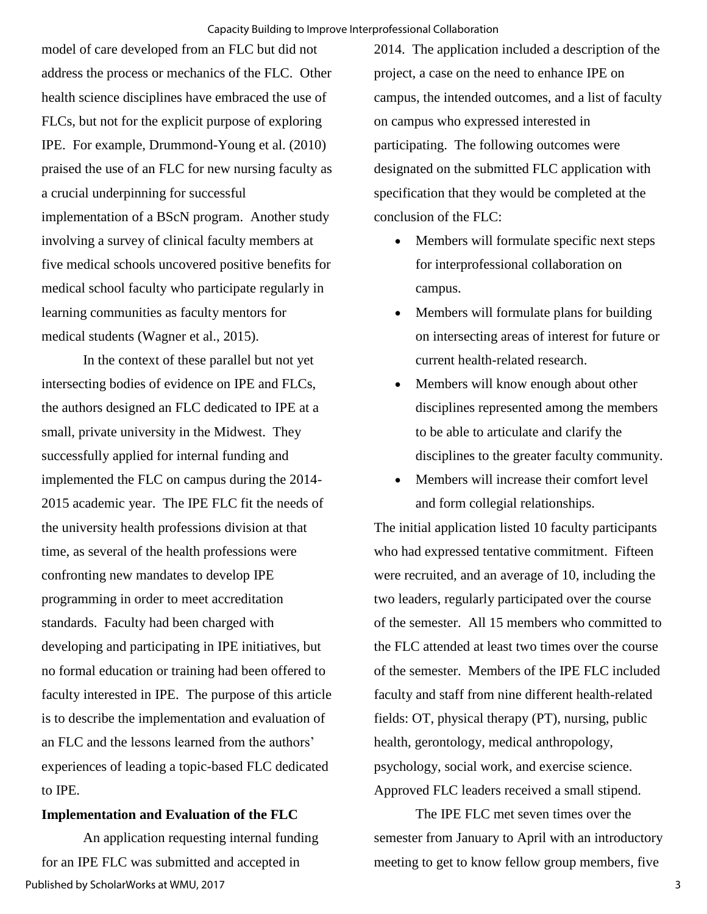model of care developed from an FLC but did not address the process or mechanics of the FLC. Other health science disciplines have embraced the use of FLCs, but not for the explicit purpose of exploring IPE. For example, Drummond-Young et al. (2010) praised the use of an FLC for new nursing faculty as a crucial underpinning for successful implementation of a BScN program. Another study involving a survey of clinical faculty members at five medical schools uncovered positive benefits for medical school faculty who participate regularly in learning communities as faculty mentors for medical students (Wagner et al., 2015).

In the context of these parallel but not yet intersecting bodies of evidence on IPE and FLCs, the authors designed an FLC dedicated to IPE at a small, private university in the Midwest. They successfully applied for internal funding and implemented the FLC on campus during the 2014-2015 academic year. The IPE FLC fit the needs of the university health professions division at that time, as several of the health professions were confronting new mandates to develop IPE programming in order to meet accreditation standards. Faculty had been charged with developing and participating in IPE initiatives, but no formal education or training had been offered to faculty interested in IPE. The purpose of this article is to describe the implementation and evaluation of an FLC and the lessons learned from the authors' experiences of leading a topic-based FLC dedicated to IPE.

**Implementation and Evaluation of the FLC**

An application requesting internal funding for an IPE FLC was submitted and accepted in 2014. The application included a description of the project, a case on the need to enhance IPE on campus, the intended outcomes, and a list of faculty on campus who expressed interested in participating. The following outcomes were designated on the submitted FLC application with specification that they would be completed at the conclusion of the FLC:

- Members will formulate specific next steps for interprofessional collaboration on campus.
- Members will formulate plans for building on intersecting areas of interest for future or current health-related research.
- Members will know enough about other disciplines represented among the members to be able to articulate and clarify the disciplines to the greater faculty community.
- Members will increase their comfort level and form collegial relationships.

The initial application listed 10 faculty participants who had expressed tentative commitment. Fifteen were recruited, and an average of 10, including the two leaders, regularly participated over the course of the semester. All 15 members who committed to the FLC attended at least two times over the course of the semester. Members of the IPE FLC included faculty and staff from nine different health-related fields: OT, physical therapy (PT), nursing, public health, gerontology, medical anthropology, psychology, social work, and exercise science. Approved FLC leaders received a small stipend.

The IPE FLC met seven times over the semester from January to April with an introductory meeting to get to know fellow group members, five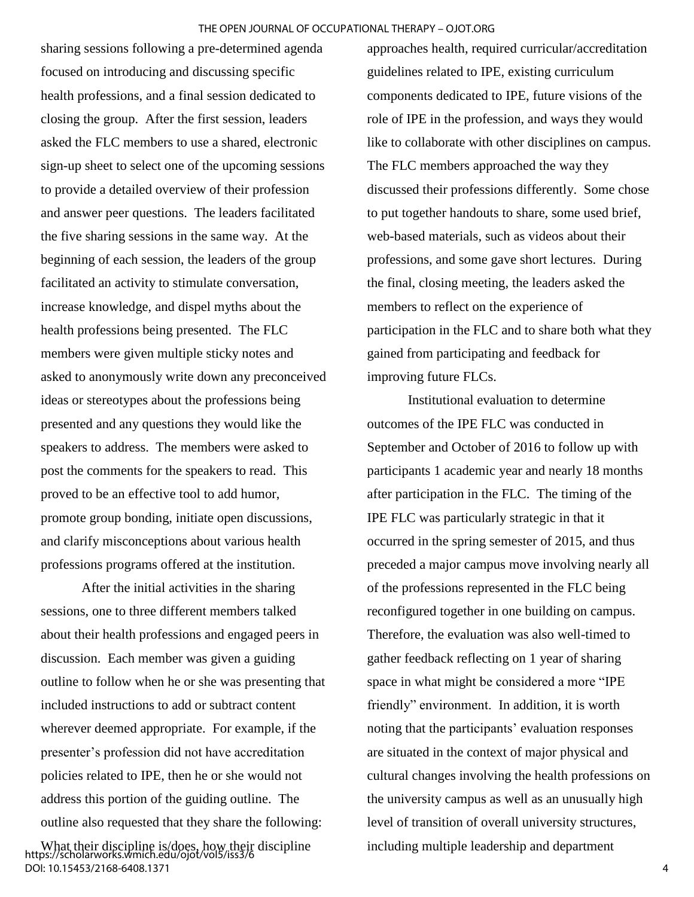sharing sessions following a pre-determined agenda focused on introducing and discussing specific health professions, and a final session dedicated to closing the group. After the first session, leaders asked the FLC members to use a shared, electronic sign-up sheet to select one of the upcoming sessions to provide a detailed overview of their profession and answer peer questions. The leaders facilitated the five sharing sessions in the same way. At the beginning of each session, the leaders of the group facilitated an activity to stimulate conversation, increase knowledge, and dispel myths about the health professions being presented. The FLC members were given multiple sticky notes and asked to anonymously write down any preconceived ideas or stereotypes about the professions being presented and any questions they would like the speakers to address. The members were asked to post the comments for the speakers to read. This proved to be an effective tool to add humor, promote group bonding, initiate open discussions, and clarify misconceptions about various health professions programs offered at the institution.

After the initial activities in the sharing sessions, one to three different members talked about their health professions and engaged peers in discussion. Each member was given a guiding outline to follow when he or she was presenting that included instructions to add or subtract content wherever deemed appropriate. For example, if the presenter's profession did not have accreditation policies related to IPE, then he or she would not address this portion of the guiding outline. The outline also requested that they share the following: What their discipline is/does, how their discipline approaches health, required curricular/accreditation guidelines related to IPE, existing curriculum components dedicated to IPE, future visions of the role of IPE in the profession, and ways they would like to collaborate with other disciplines on campus. The FLC members approached the way they discussed their professions differently. Some chose to put together handouts to share, some used brief, web-based materials, such as videos about their professions, and some gave short lectures. During the final, closing meeting, the leaders asked the members to reflect on the experience of participation in the FLC and to share both what they gained from participating and feedback for improving future FLCs.

Institutional evaluation to determine outcomes of the IPE FLC was conducted in September and October of 2016 to follow up with participants 1 academic year and nearly 18 months after participation in the FLC. The timing of the IPE FLC was particularly strategic in that it occurred in the spring semester of 2015, and thus preceded a major campus move involving nearly all of the professions represented in the FLC being reconfigured together in one building on campus. Therefore, the evaluation was also well-timed to gather feedback reflecting on 1 year of sharing space in what might be considered a more "IPE friendly" environment. In addition, it is worth noting that the participants' evaluation responses are situated in the context of major physical and cultural changes involving the health professions on the university campus as well as an unusually high level of transition of overall university structures, including multiple leadership and department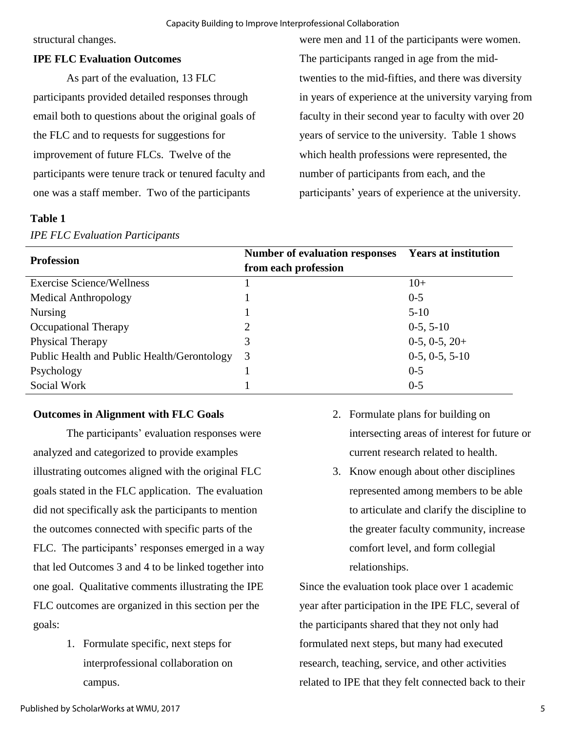structural changes.

**IPE FLC Evaluation Outcomes**

As part of the evaluation, 13 FLC participants provided detailed responses through email both to questions about the original goals of the FLC and to requests for suggestions for improvement of future FLCs. Twelve of the participants were tenure track or tenured faculty and one was a staff member. Two of the participants were men and 11 of the participants were women. The participants ranged in age from the mid-twenties to the mid-fifties, and there was diversity in years of experience at the university varying from faculty in their second year to faculty with over 20 years of service to the university. Table 1 shows which health professions were represented, the number of participants from each, and the participants' years of experience at the university.

**Table 1**

*IPE FLC Evaluation Participants*

| Profession | Number of evaluation responses from each profession | Years at institution |
|---|---|---|
| Exercise Science/Wellness | 1 | 10+ |
| Medical Anthropology | 1 | 0-5 |
| Nursing | 1 | 5-10 |
| Occupational Therapy | 2 | 0-5, 5-10 |
| Physical Therapy | 3 | 0-5, 0-5, 20+ |
| Public Health and Public Health/Gerontology | 3 | 0-5, 0-5, 5-10 |
| Psychology | 1 | 0-5 |
| Social Work | 1 | 0-5 |

**Outcomes in Alignment with FLC Goals**

The participants' evaluation responses were analyzed and categorized to provide examples illustrating outcomes aligned with the original FLC goals stated in the FLC application. The evaluation did not specifically ask the participants to mention the outcomes connected with specific parts of the FLC. The participants' responses emerged in a way that led Outcomes 3 and 4 to be linked together into one goal. Qualitative comments illustrating the IPE FLC outcomes are organized in this section per the goals:

1. Formulate specific, next steps for interprofessional collaboration on campus.
2. Formulate plans for building on intersecting areas of interest for future or current research related to health.
3. Know enough about other disciplines represented among members to be able to articulate and clarify the discipline to the greater faculty community, increase comfort level, and form collegial relationships.

Since the evaluation took place over 1 academic year after participation in the IPE FLC, several of the participants shared that they not only had formulated next steps, but many had executed research, teaching, service, and other activities related to IPE that they felt connected back to their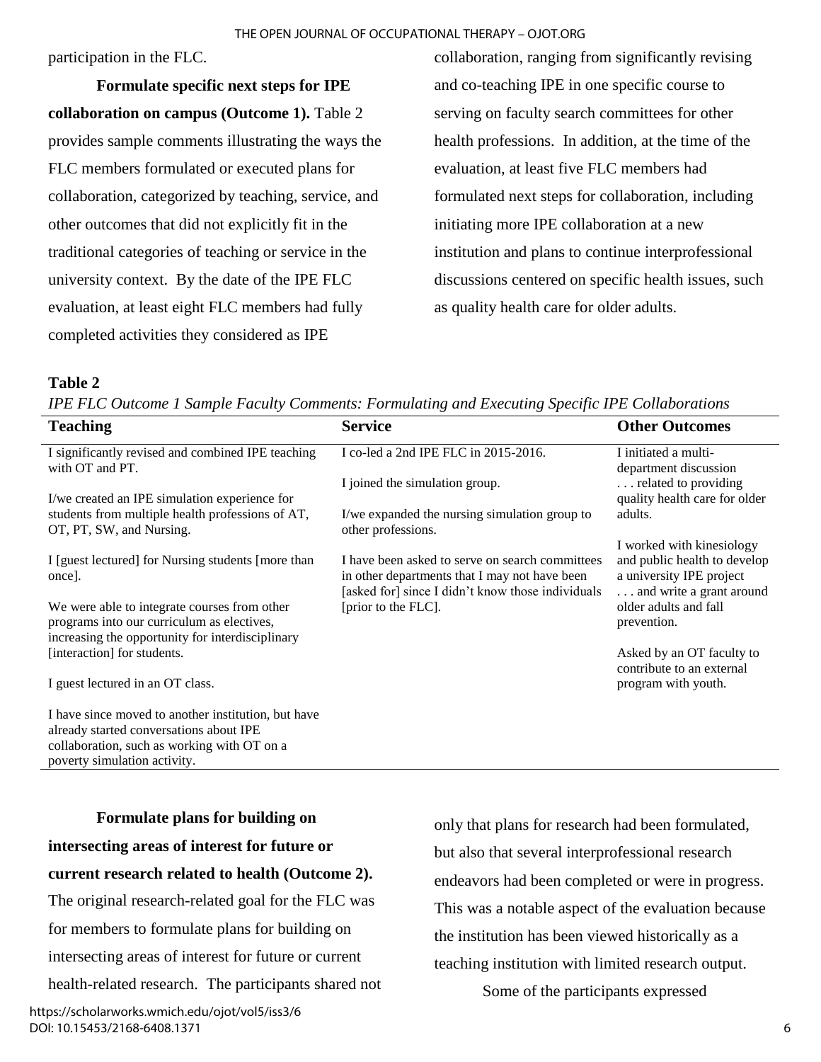participation in the FLC.

**Formulate specific next steps for IPE collaboration on campus (Outcome 1).** Table 2 provides sample comments illustrating the ways the FLC members formulated or executed plans for collaboration, categorized by teaching, service, and other outcomes that did not explicitly fit in the traditional categories of teaching or service in the university context. By the date of the IPE FLC evaluation, at least eight FLC members had fully completed activities they considered as IPE collaboration, ranging from significantly revising and co-teaching IPE in one specific course to serving on faculty search committees for other health professions. In addition, at the time of the evaluation, at least five FLC members had formulated next steps for collaboration, including initiating more IPE collaboration at a new institution and plans to continue interprofessional discussions centered on specific health issues, such as quality health care for older adults.

**Table 2**

*IPE FLC Outcome 1 Sample Faculty Comments: Formulating and Executing Specific IPE Collaborations*

| Teaching | Service | Other Outcomes |
|---|---|---|
| I significantly revised and combined IPE teaching with OT and PT. | I co-led a 2nd IPE FLC in 2015-2016. | I initiated a multi-department discussion . . . related to providing quality health care for older adults. |
| I/we created an IPE simulation experience for students from multiple health professions of AT, OT, PT, SW, and Nursing. | I joined the simulation group. | I worked with kinesiology and public health to develop a university IPE project . . . and write a grant around older adults and fall prevention. |
| I [guest lectured] for Nursing students [more than once]. | I/we expanded the nursing simulation group to other professions. | Asked by an OT faculty to contribute to an external program with youth. |
| We were able to integrate courses from other programs into our curriculum as electives, increasing the opportunity for interdisciplinary [interaction] for students. | I have been asked to serve on search committees in other departments that I may not have been [asked for] since I didn't know those individuals [prior to the FLC]. | |
| I guest lectured in an OT class. | | |
| I have since moved to another institution, but have already started conversations about IPE collaboration, such as working with OT on a poverty simulation activity. | | |

**Formulate plans for building on intersecting areas of interest for future or current research related to health (Outcome 2).** The original research-related goal for the FLC was for members to formulate plans for building on intersecting areas of interest for future or current health-related research. The participants shared not only that plans for research had been formulated, but also that several interprofessional research endeavors had been completed or were in progress. This was a notable aspect of the evaluation because the institution has been viewed historically as a teaching institution with limited research output.

Some of the participants expressed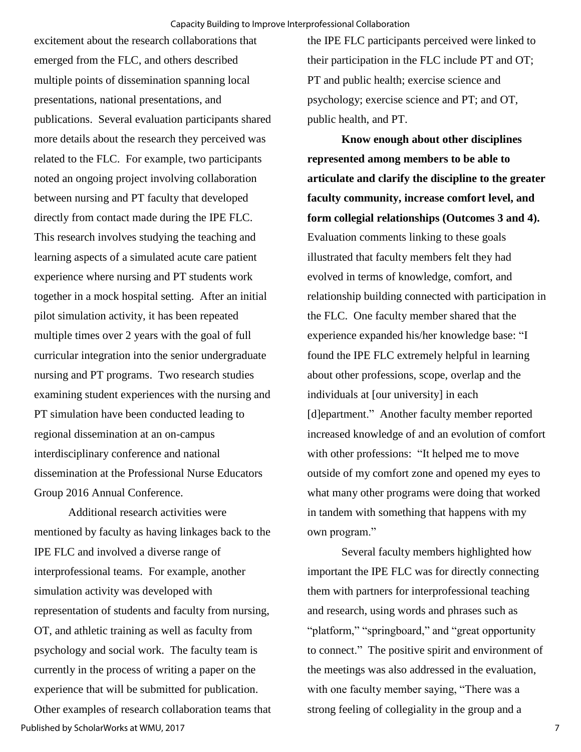excitement about the research collaborations that emerged from the FLC, and others described multiple points of dissemination spanning local presentations, national presentations, and publications. Several evaluation participants shared more details about the research they perceived was related to the FLC. For example, two participants noted an ongoing project involving collaboration between nursing and PT faculty that developed directly from contact made during the IPE FLC. This research involves studying the teaching and learning aspects of a simulated acute care patient experience where nursing and PT students work together in a mock hospital setting. After an initial pilot simulation activity, it has been repeated multiple times over 2 years with the goal of full curricular integration into the senior undergraduate nursing and PT programs. Two research studies examining student experiences with the nursing and PT simulation have been conducted leading to regional dissemination at an on-campus interdisciplinary conference and national dissemination at the Professional Nurse Educators Group 2016 Annual Conference.

Additional research activities were mentioned by faculty as having linkages back to the IPE FLC and involved a diverse range of interprofessional teams. For example, another simulation activity was developed with representation of students and faculty from nursing, OT, and athletic training as well as faculty from psychology and social work. The faculty team is currently in the process of writing a paper on the experience that will be submitted for publication. Other examples of research collaboration teams that the IPE FLC participants perceived were linked to their participation in the FLC include PT and OT; PT and public health; exercise science and psychology; exercise science and PT; and OT, public health, and PT.

**Know enough about other disciplines represented among members to be able to articulate and clarify the discipline to the greater faculty community, increase comfort level, and form collegial relationships (Outcomes 3 and 4).** Evaluation comments linking to these goals illustrated that faculty members felt they had evolved in terms of knowledge, comfort, and relationship building connected with participation in the FLC. One faculty member shared that the experience expanded his/her knowledge base: "I found the IPE FLC extremely helpful in learning about other professions, scope, overlap and the individuals at [our university] in each [d]epartment." Another faculty member reported increased knowledge of and an evolution of comfort with other professions: "It helped me to move outside of my comfort zone and opened my eyes to what many other programs were doing that worked in tandem with something that happens with my own program."

Several faculty members highlighted how important the IPE FLC was for directly connecting them with partners for interprofessional teaching and research, using words and phrases such as "platform," "springboard," and "great opportunity to connect." The positive spirit and environment of the meetings was also addressed in the evaluation, with one faculty member saying, "There was a strong feeling of collegiality in the group and a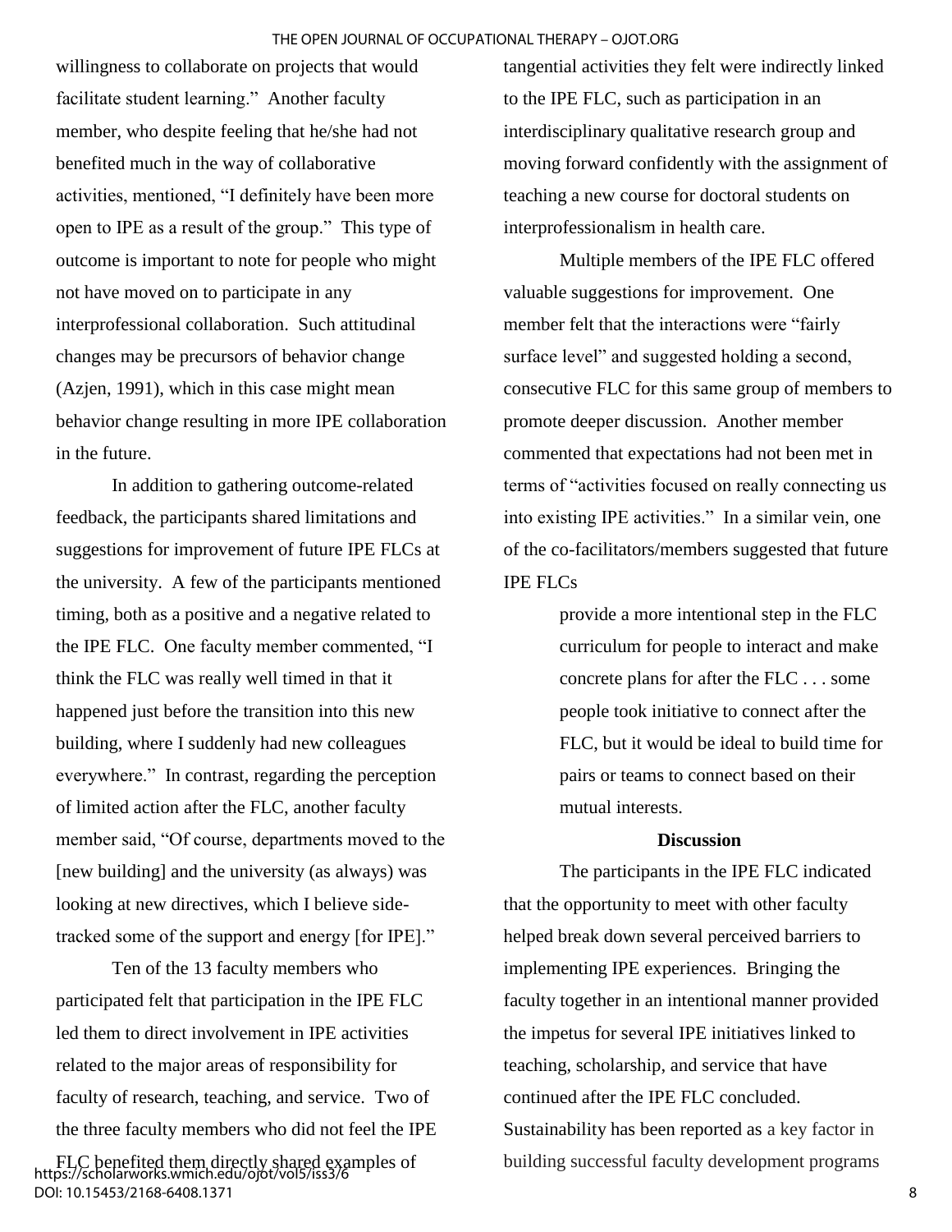willingness to collaborate on projects that would facilitate student learning." Another faculty member, who despite feeling that he/she had not benefited much in the way of collaborative activities, mentioned, "I definitely have been more open to IPE as a result of the group." This type of outcome is important to note for people who might not have moved on to participate in any interprofessional collaboration. Such attitudinal changes may be precursors of behavior change (Azjen, 1991), which in this case might mean behavior change resulting in more IPE collaboration in the future.

In addition to gathering outcome-related feedback, the participants shared limitations and suggestions for improvement of future IPE FLCs at the university. A few of the participants mentioned timing, both as a positive and a negative related to the IPE FLC. One faculty member commented, "I think the FLC was really well timed in that it happened just before the transition into this new building, where I suddenly had new colleagues everywhere." In contrast, regarding the perception of limited action after the FLC, another faculty member said, "Of course, departments moved to the [new building] and the university (as always) was looking at new directives, which I believe side-tracked some of the support and energy [for IPE]."

Ten of the 13 faculty members who participated felt that participation in the IPE FLC led them to direct involvement in IPE activities related to the major areas of responsibility for faculty of research, teaching, and service. Two of the three faculty members who did not feel the IPE FLC benefited them directly shared examples of tangential activities they felt were indirectly linked to the IPE FLC, such as participation in an interdisciplinary qualitative research group and moving forward confidently with the assignment of teaching a new course for doctoral students on interprofessionalism in health care.

Multiple members of the IPE FLC offered valuable suggestions for improvement. One member felt that the interactions were "fairly surface level" and suggested holding a second, consecutive FLC for this same group of members to promote deeper discussion. Another member commented that expectations had not been met in terms of "activities focused on really connecting us into existing IPE activities." In a similar vein, one of the co-facilitators/members suggested that future IPE FLCs

> provide a more intentional step in the FLC curriculum for people to interact and make concrete plans for after the FLC . . . some people took initiative to connect after the FLC, but it would be ideal to build time for pairs or teams to connect based on their mutual interests.

## Discussion

The participants in the IPE FLC indicated that the opportunity to meet with other faculty helped break down several perceived barriers to implementing IPE experiences. Bringing the faculty together in an intentional manner provided the impetus for several IPE initiatives linked to teaching, scholarship, and service that have continued after the IPE FLC concluded. Sustainability has been reported as a key factor in building successful faculty development programs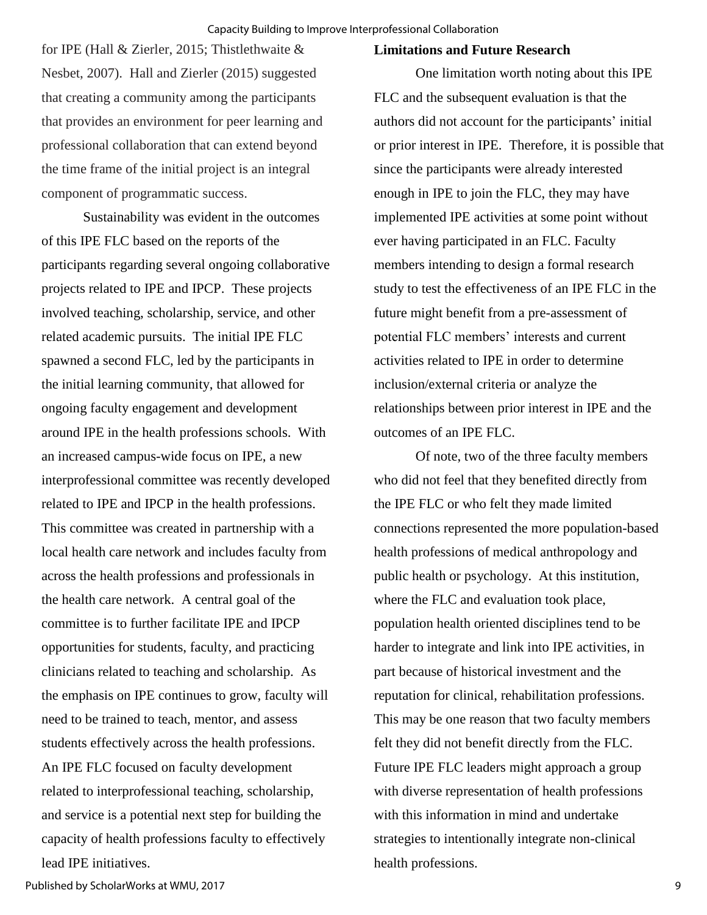for IPE (Hall & Zierler, 2015; Thistlethwaite & Nesbet, 2007). Hall and Zierler (2015) suggested that creating a community among the participants that provides an environment for peer learning and professional collaboration that can extend beyond the time frame of the initial project is an integral component of programmatic success.

Sustainability was evident in the outcomes of this IPE FLC based on the reports of the participants regarding several ongoing collaborative projects related to IPE and IPCP. These projects involved teaching, scholarship, service, and other related academic pursuits. The initial IPE FLC spawned a second FLC, led by the participants in the initial learning community, that allowed for ongoing faculty engagement and development around IPE in the health professions schools. With an increased campus-wide focus on IPE, a new interprofessional committee was recently developed related to IPE and IPCP in the health professions. This committee was created in partnership with a local health care network and includes faculty from across the health professions and professionals in the health care network. A central goal of the committee is to further facilitate IPE and IPCP opportunities for students, faculty, and practicing clinicians related to teaching and scholarship. As the emphasis on IPE continues to grow, faculty will need to be trained to teach, mentor, and assess students effectively across the health professions. An IPE FLC focused on faculty development related to interprofessional teaching, scholarship, and service is a potential next step for building the capacity of health professions faculty to effectively lead IPE initiatives.

**Limitations and Future Research**

One limitation worth noting about this IPE FLC and the subsequent evaluation is that the authors did not account for the participants' initial or prior interest in IPE. Therefore, it is possible that since the participants were already interested enough in IPE to join the FLC, they may have implemented IPE activities at some point without ever having participated in an FLC. Faculty members intending to design a formal research study to test the effectiveness of an IPE FLC in the future might benefit from a pre-assessment of potential FLC members' interests and current activities related to IPE in order to determine inclusion/external criteria or analyze the relationships between prior interest in IPE and the outcomes of an IPE FLC.

Of note, two of the three faculty members who did not feel that they benefited directly from the IPE FLC or who felt they made limited connections represented the more population-based health professions of medical anthropology and public health or psychology. At this institution, where the FLC and evaluation took place, population health oriented disciplines tend to be harder to integrate and link into IPE activities, in part because of historical investment and the reputation for clinical, rehabilitation professions. This may be one reason that two faculty members felt they did not benefit directly from the FLC. Future IPE FLC leaders might approach a group with diverse representation of health professions with this information in mind and undertake strategies to intentionally integrate non-clinical health professions.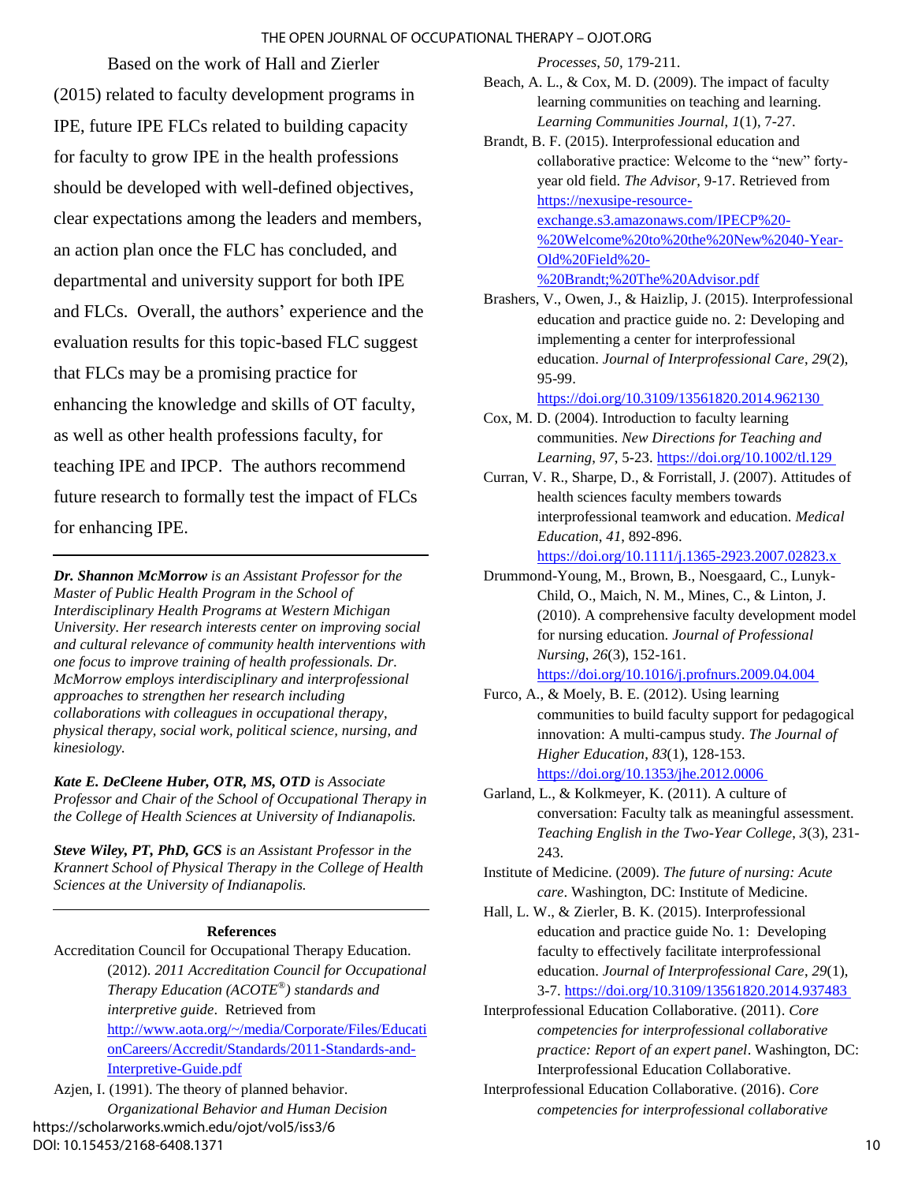Based on the work of Hall and Zierler (2015) related to faculty development programs in IPE, future IPE FLCs related to building capacity for faculty to grow IPE in the health professions should be developed with well-defined objectives, clear expectations among the leaders and members, an action plan once the FLC has concluded, and departmental and university support for both IPE and FLCs. Overall, the authors' experience and the evaluation results for this topic-based FLC suggest that FLCs may be a promising practice for enhancing the knowledge and skills of OT faculty, as well as other health professions faculty, for teaching IPE and IPCP. The authors recommend future research to formally test the impact of FLCs for enhancing IPE.

---

***Dr. Shannon McMorrow*** *is an Assistant Professor for the Master of Public Health Program in the School of Interdisciplinary Health Programs at Western Michigan University. Her research interests center on improving social and cultural relevance of community health interventions with one focus to improve training of health professionals. Dr. McMorrow employs interdisciplinary and interprofessional approaches to strengthen her research including collaborations with colleagues in occupational therapy, physical therapy, social work, political science, nursing, and kinesiology.*

***Kate E. DeCleene Huber, OTR, MS, OTD*** *is Associate Professor and Chair of the School of Occupational Therapy in the College of Health Sciences at University of Indianapolis.*

***Steve Wiley, PT, PhD, GCS*** *is an Assistant Professor in the Krannert School of Physical Therapy in the College of Health Sciences at the University of Indianapolis.*

---

## References

Accreditation Council for Occupational Therapy Education. (2012). *2011 Accreditation Council for Occupational Therapy Education (ACOTE®) standards and interpretive guide*. Retrieved from http://www.aota.org/~/media/Corporate/Files/EducationCareers/Accredit/Standards/2011-Standards-and-Interpretive-Guide.pdf

Azjen, I. (1991). The theory of planned behavior. *Organizational Behavior and Human Decision Processes*, *50*, 179-211.

Beach, A. L., & Cox, M. D. (2009). The impact of faculty learning communities on teaching and learning. *Learning Communities Journal*, *1*(1), 7-27.

Brandt, B. F. (2015). Interprofessional education and collaborative practice: Welcome to the "new" forty-year old field. *The Advisor*, 9-17. Retrieved from https://nexusipe-resource-exchange.s3.amazonaws.com/IPECP%20-%20Welcome%20to%20the%20New%2040-Year-Old%20Field%20-%20Brandt;%20The%20Advisor.pdf

Brashers, V., Owen, J., & Haizlip, J. (2015). Interprofessional education and practice guide no. 2: Developing and implementing a center for interprofessional education. *Journal of Interprofessional Care*, *29*(2), 95-99. https://doi.org/10.3109/13561820.2014.962130

Cox, M. D. (2004). Introduction to faculty learning communities. *New Directions for Teaching and Learning*, *97*, 5-23. https://doi.org/10.1002/tl.129

Curran, V. R., Sharpe, D., & Forristall, J. (2007). Attitudes of health sciences faculty members towards interprofessional teamwork and education. *Medical Education*, *41*, 892-896. https://doi.org/10.1111/j.1365-2923.2007.02823.x

Drummond-Young, M., Brown, B., Noesgaard, C., Lunyk-Child, O., Maich, N. M., Mines, C., & Linton, J. (2010). A comprehensive faculty development model for nursing education. *Journal of Professional Nursing*, *26*(3), 152-161. https://doi.org/10.1016/j.profnurs.2009.04.004

Furco, A., & Moely, B. E. (2012). Using learning communities to build faculty support for pedagogical innovation: A multi-campus study. *The Journal of Higher Education*, *83*(1), 128-153. https://doi.org/10.1353/jhe.2012.0006

Garland, L., & Kolkmeyer, K. (2011). A culture of conversation: Faculty talk as meaningful assessment. *Teaching English in the Two-Year College*, *3*(3), 231-243.

Institute of Medicine. (2009). *The future of nursing: Acute care*. Washington, DC: Institute of Medicine.

Hall, L. W., & Zierler, B. K. (2015). Interprofessional education and practice guide No. 1: Developing faculty to effectively facilitate interprofessional education. *Journal of Interprofessional Care*, *29*(1), 3-7. https://doi.org/10.3109/13561820.2014.937483

Interprofessional Education Collaborative. (2011). *Core competencies for interprofessional collaborative practice: Report of an expert panel*. Washington, DC: Interprofessional Education Collaborative.

Interprofessional Education Collaborative. (2016). *Core competencies for interprofessional collaborative*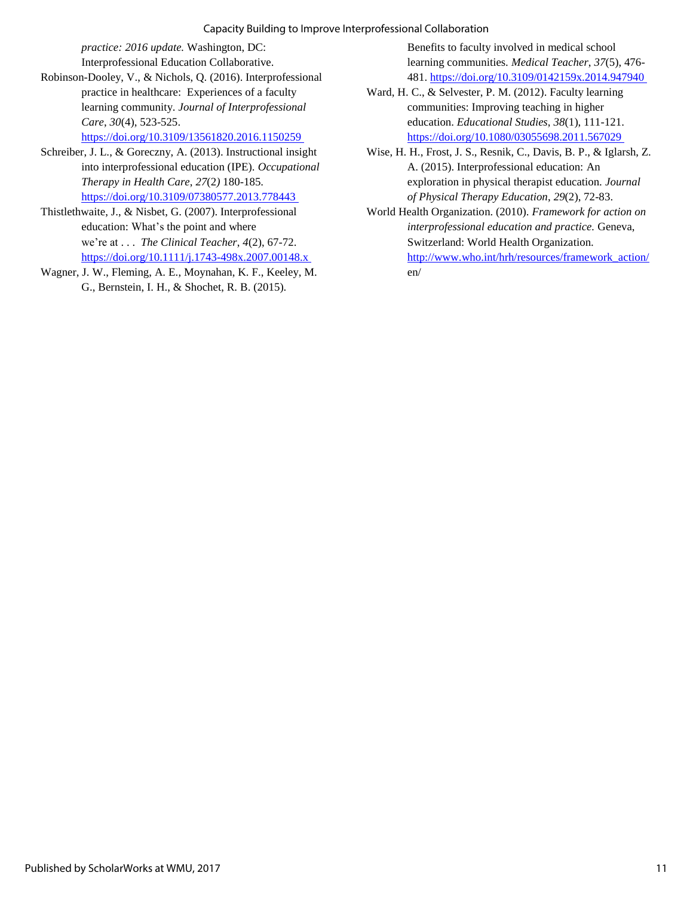*practice: 2016 update.* Washington, DC: Interprofessional Education Collaborative.

Robinson-Dooley, V., & Nichols, Q. (2016). Interprofessional practice in healthcare: Experiences of a faculty learning community. *Journal of Interprofessional Care*, *30*(4), 523-525. https://doi.org/10.3109/13561820.2016.1150259

Schreiber, J. L., & Goreczny, A. (2013). Instructional insight into interprofessional education (IPE). *Occupational Therapy in Health Care*, *27*(2) 180-185. https://doi.org/10.3109/07380577.2013.778443

Thistlethwaite, J., & Nisbet, G. (2007). Interprofessional education: What's the point and where we're at . . . *The Clinical Teacher*, *4*(2), 67-72. https://doi.org/10.1111/j.1743-498x.2007.00148.x

Wagner, J. W., Fleming, A. E., Moynahan, K. F., Keeley, M. G., Bernstein, I. H., & Shochet, R. B. (2015). Benefits to faculty involved in medical school learning communities. *Medical Teacher*, *37*(5), 476-481. https://doi.org/10.3109/0142159x.2014.947940

Ward, H. C., & Selvester, P. M. (2012). Faculty learning communities: Improving teaching in higher education. *Educational Studies*, *38*(1), 111-121. https://doi.org/10.1080/03055698.2011.567029

Wise, H. H., Frost, J. S., Resnik, C., Davis, B. P., & Iglarsh, Z. A. (2015). Interprofessional education: An exploration in physical therapist education. *Journal of Physical Therapy Education*, *29*(2), 72-83.

World Health Organization. (2010). *Framework for action on interprofessional education and practice.* Geneva, Switzerland: World Health Organization. http://www.who.int/hrh/resources/framework_action/en/